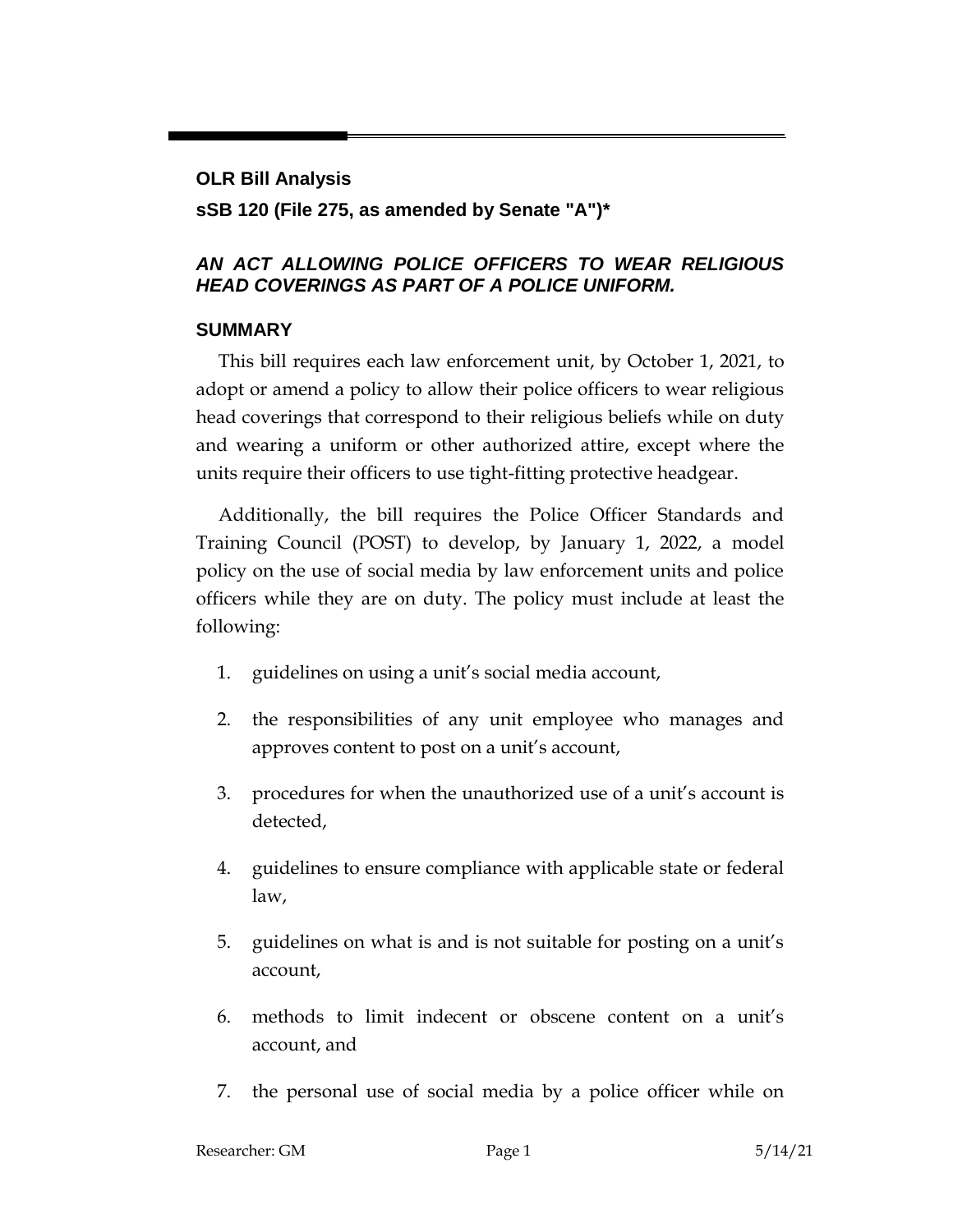**OLR Bill Analysis**

**sSB 120 (File 275, as amended by Senate "A")***

***AN ACT ALLOWING POLICE OFFICERS TO WEAR RELIGIOUS HEAD COVERINGS AS PART OF A POLICE UNIFORM.***

## SUMMARY

This bill requires each law enforcement unit, by October 1, 2021, to adopt or amend a policy to allow their police officers to wear religious head coverings that correspond to their religious beliefs while on duty and wearing a uniform or other authorized attire, except where the units require their officers to use tight-fitting protective headgear.

Additionally, the bill requires the Police Officer Standards and Training Council (POST) to develop, by January 1, 2022, a model policy on the use of social media by law enforcement units and police officers while they are on duty. The policy must include at least the following:

1. guidelines on using a unit's social media account,
2. the responsibilities of any unit employee who manages and approves content to post on a unit's account,
3. procedures for when the unauthorized use of a unit's account is detected,
4. guidelines to ensure compliance with applicable state or federal law,
5. guidelines on what is and is not suitable for posting on a unit's account,
6. methods to limit indecent or obscene content on a unit's account, and
7. the personal use of social media by a police officer while on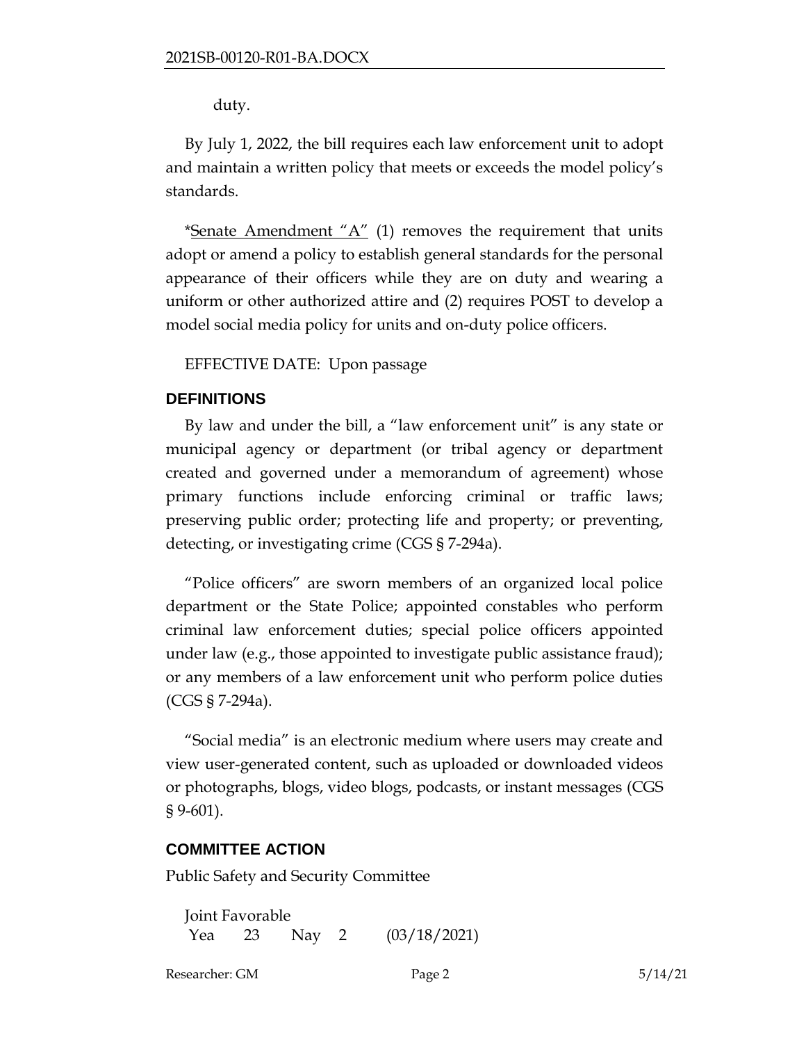duty.

By July 1, 2022, the bill requires each law enforcement unit to adopt and maintain a written policy that meets or exceeds the model policy's standards.

*Senate Amendment "A" (1) removes the requirement that units adopt or amend a policy to establish general standards for the personal appearance of their officers while they are on duty and wearing a uniform or other authorized attire and (2) requires POST to develop a model social media policy for units and on-duty police officers.

EFFECTIVE DATE: Upon passage

## DEFINITIONS

By law and under the bill, a "law enforcement unit" is any state or municipal agency or department (or tribal agency or department created and governed under a memorandum of agreement) whose primary functions include enforcing criminal or traffic laws; preserving public order; protecting life and property; or preventing, detecting, or investigating crime (CGS § 7-294a).

"Police officers" are sworn members of an organized local police department or the State Police; appointed constables who perform criminal law enforcement duties; special police officers appointed under law (e.g., those appointed to investigate public assistance fraud); or any members of a law enforcement unit who perform police duties (CGS § 7-294a).

"Social media" is an electronic medium where users may create and view user-generated content, such as uploaded or downloaded videos or photographs, blogs, video blogs, podcasts, or instant messages (CGS § 9-601).

## COMMITTEE ACTION

Public Safety and Security Committee

Joint Favorable
Yea 23 Nay 2 (03/18/2021)